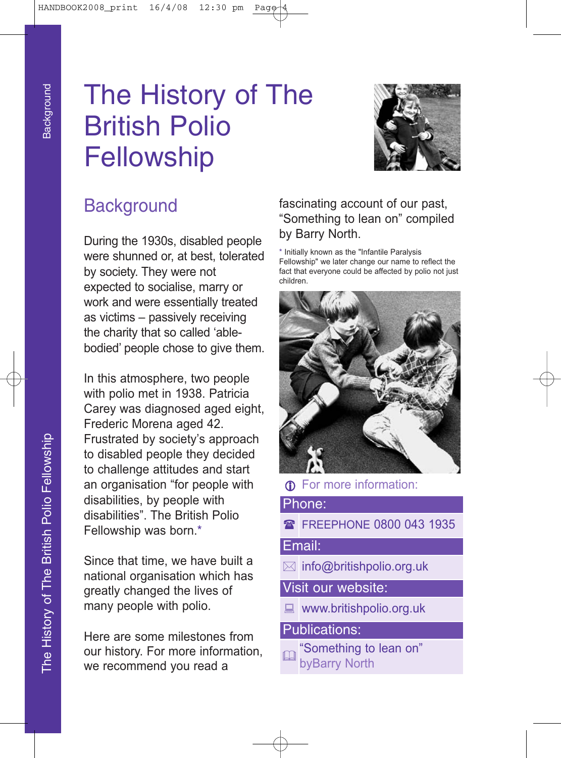# The History of The British Polio Fellowship

## Background

During the 1930s, disabled people were shunned or, at best, tolerated by society. They were not expected to socialise, marry or work and were essentially treated as victims – passively receiving the charity that so called 'able-bodied' people chose to give them.

In this atmosphere, two people with polio met in 1938. Patricia Carey was diagnosed aged eight, Frederic Morena aged 42. Frustrated by society's approach to disabled people they decided to challenge attitudes and start an organisation "for people with disabilities, by people with disabilities". The British Polio Fellowship was born.*

Since that time, we have built a national organisation which has greatly changed the lives of many people with polio.

Here are some milestones from our history. For more information, we recommend you read a fascinating account of our past, "Something to lean on" compiled by Barry North.

* Initially known as the "Infantile Paralysis Fellowship" we later change our name to reflect the fact that everyone could be affected by polio not just children.

For more information:

**Phone:**

FREEPHONE 0800 043 1935

**Email:**

info@britishpolio.org.uk

**Visit our website:**

www.britishpolio.org.uk

**Publications:**

"Something to lean on" byBarry North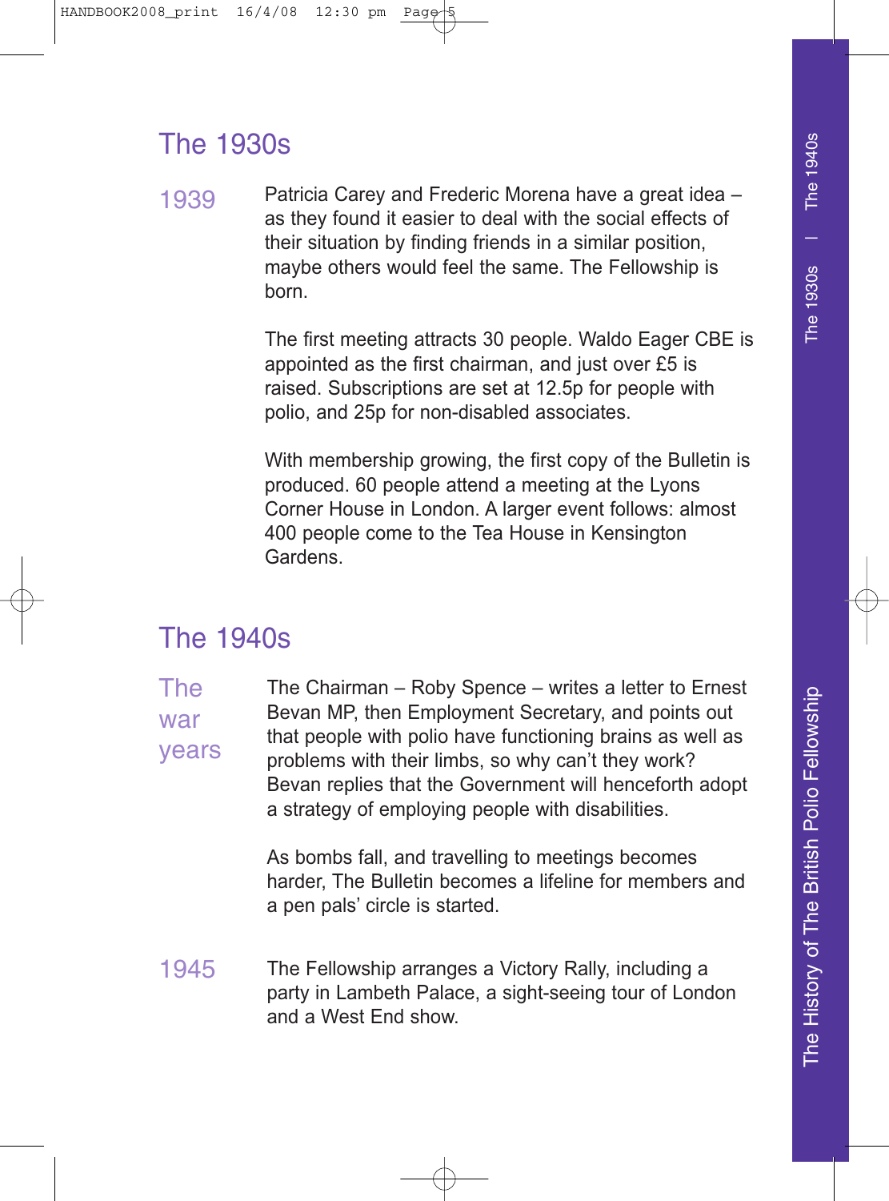## The 1930s

**1939**

Patricia Carey and Frederic Morena have a great idea – as they found it easier to deal with the social effects of their situation by finding friends in a similar position, maybe others would feel the same. The Fellowship is born.

The first meeting attracts 30 people. Waldo Eager CBE is appointed as the first chairman, and just over £5 is raised. Subscriptions are set at 12.5p for people with polio, and 25p for non-disabled associates.

With membership growing, the first copy of the Bulletin is produced. 60 people attend a meeting at the Lyons Corner House in London. A larger event follows: almost 400 people come to the Tea House in Kensington Gardens.

## The 1940s

**The war years**

The Chairman – Roby Spence – writes a letter to Ernest Bevan MP, then Employment Secretary, and points out that people with polio have functioning brains as well as problems with their limbs, so why can't they work? Bevan replies that the Government will henceforth adopt a strategy of employing people with disabilities.

As bombs fall, and travelling to meetings becomes harder, The Bulletin becomes a lifeline for members and a pen pals' circle is started.

**1945**

The Fellowship arranges a Victory Rally, including a party in Lambeth Palace, a sight-seeing tour of London and a West End show.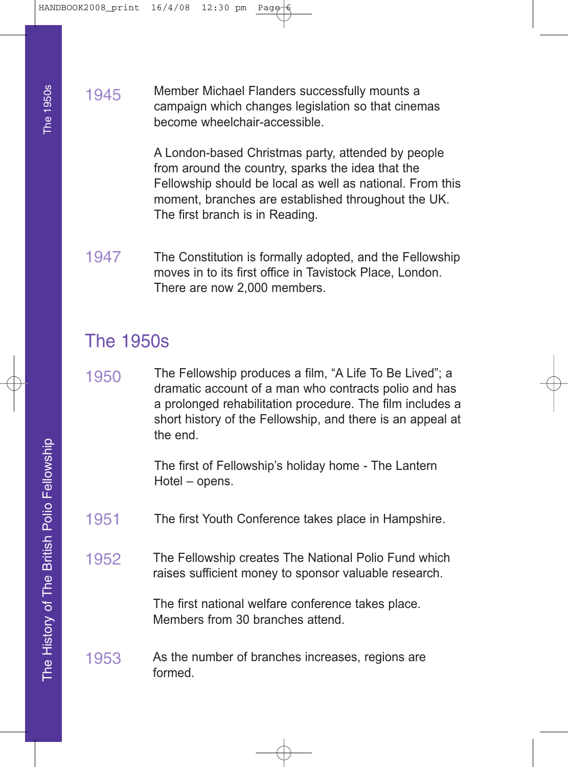**1945** Member Michael Flanders successfully mounts a campaign which changes legislation so that cinemas become wheelchair-accessible.

A London-based Christmas party, attended by people from around the country, sparks the idea that the Fellowship should be local as well as national. From this moment, branches are established throughout the UK. The first branch is in Reading.

**1947** The Constitution is formally adopted, and the Fellowship moves in to its first office in Tavistock Place, London. There are now 2,000 members.

## The 1950s

**1950** The Fellowship produces a film, "A Life To Be Lived"; a dramatic account of a man who contracts polio and has a prolonged rehabilitation procedure. The film includes a short history of the Fellowship, and there is an appeal at the end.

The first of Fellowship's holiday home - The Lantern Hotel – opens.

**1951** The first Youth Conference takes place in Hampshire.

**1952** The Fellowship creates The National Polio Fund which raises sufficient money to sponsor valuable research.

The first national welfare conference takes place. Members from 30 branches attend.

**1953** As the number of branches increases, regions are formed.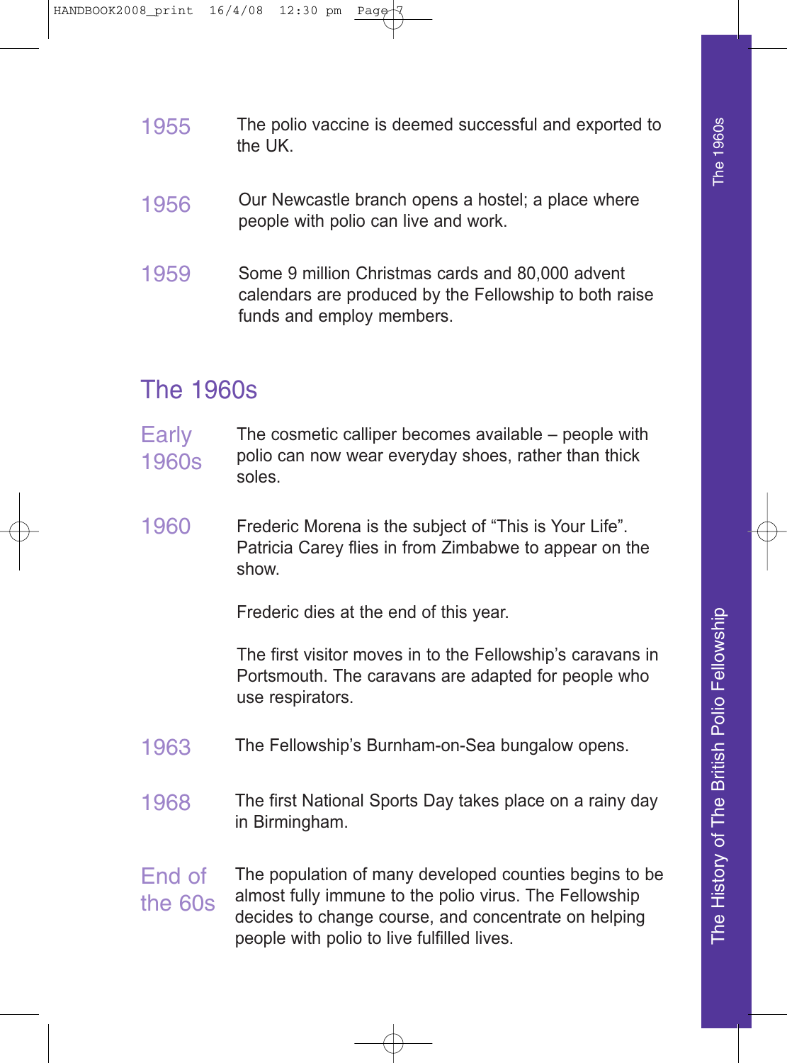**1955** The polio vaccine is deemed successful and exported to the UK.

**1956** Our Newcastle branch opens a hostel; a place where people with polio can live and work.

**1959** Some 9 million Christmas cards and 80,000 advent calendars are produced by the Fellowship to both raise funds and employ members.

## The 1960s

**Early 1960s** The cosmetic calliper becomes available – people with polio can now wear everyday shoes, rather than thick soles.

**1960** Frederic Morena is the subject of "This is Your Life". Patricia Carey flies in from Zimbabwe to appear on the show.

Frederic dies at the end of this year.

The first visitor moves in to the Fellowship's caravans in Portsmouth. The caravans are adapted for people who use respirators.

**1963** The Fellowship's Burnham-on-Sea bungalow opens.

**1968** The first National Sports Day takes place on a rainy day in Birmingham.

**End of the 60s** The population of many developed counties begins to be almost fully immune to the polio virus. The Fellowship decides to change course, and concentrate on helping people with polio to live fulfilled lives.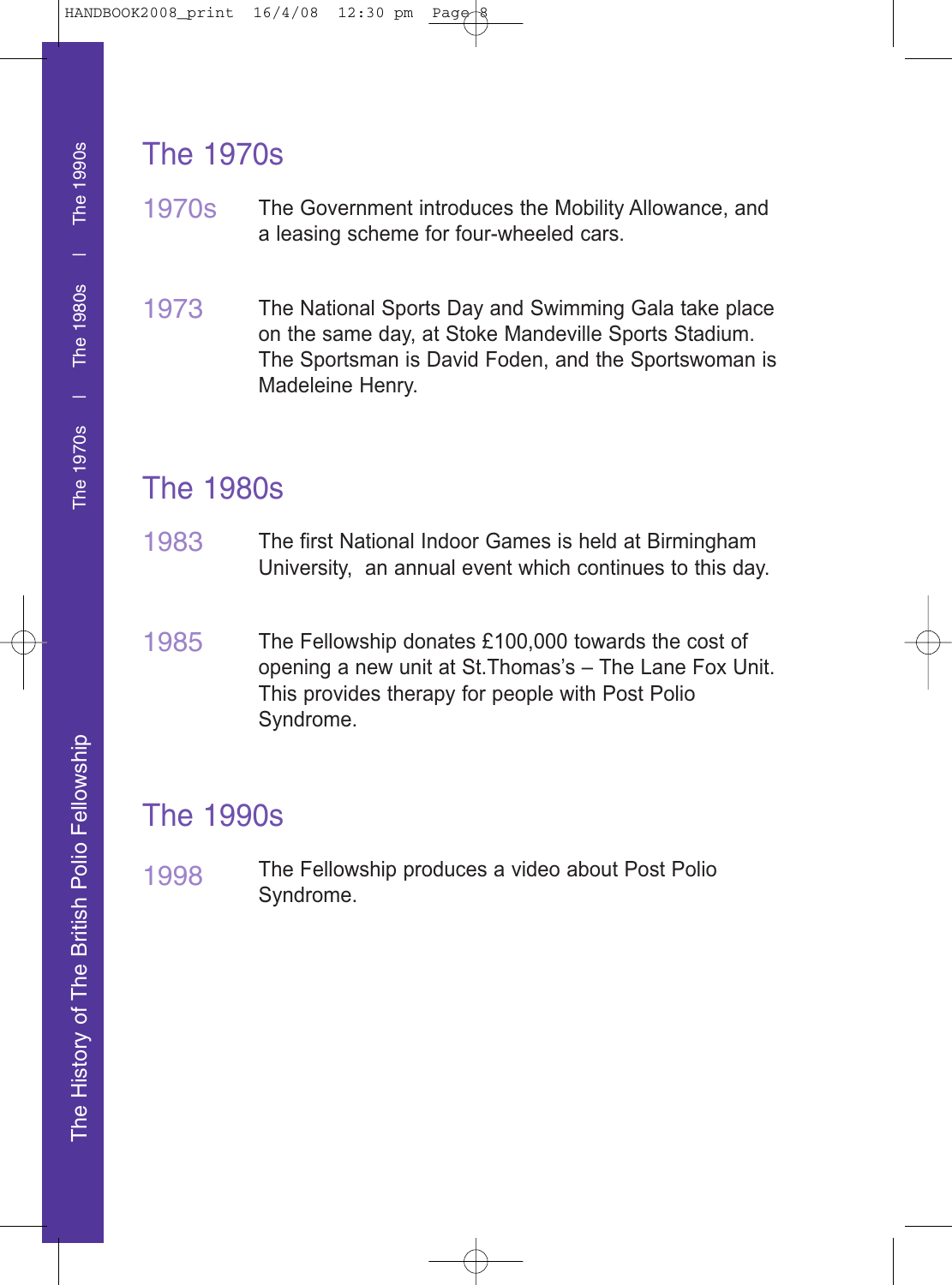## The 1970s

**1970s** The Government introduces the Mobility Allowance, and a leasing scheme for four-wheeled cars.

**1973** The National Sports Day and Swimming Gala take place on the same day, at Stoke Mandeville Sports Stadium. The Sportsman is David Foden, and the Sportswoman is Madeleine Henry.

## The 1980s

**1983** The first National Indoor Games is held at Birmingham University, an annual event which continues to this day.

**1985** The Fellowship donates £100,000 towards the cost of opening a new unit at St.Thomas's – The Lane Fox Unit. This provides therapy for people with Post Polio Syndrome.

## The 1990s

**1998** The Fellowship produces a video about Post Polio Syndrome.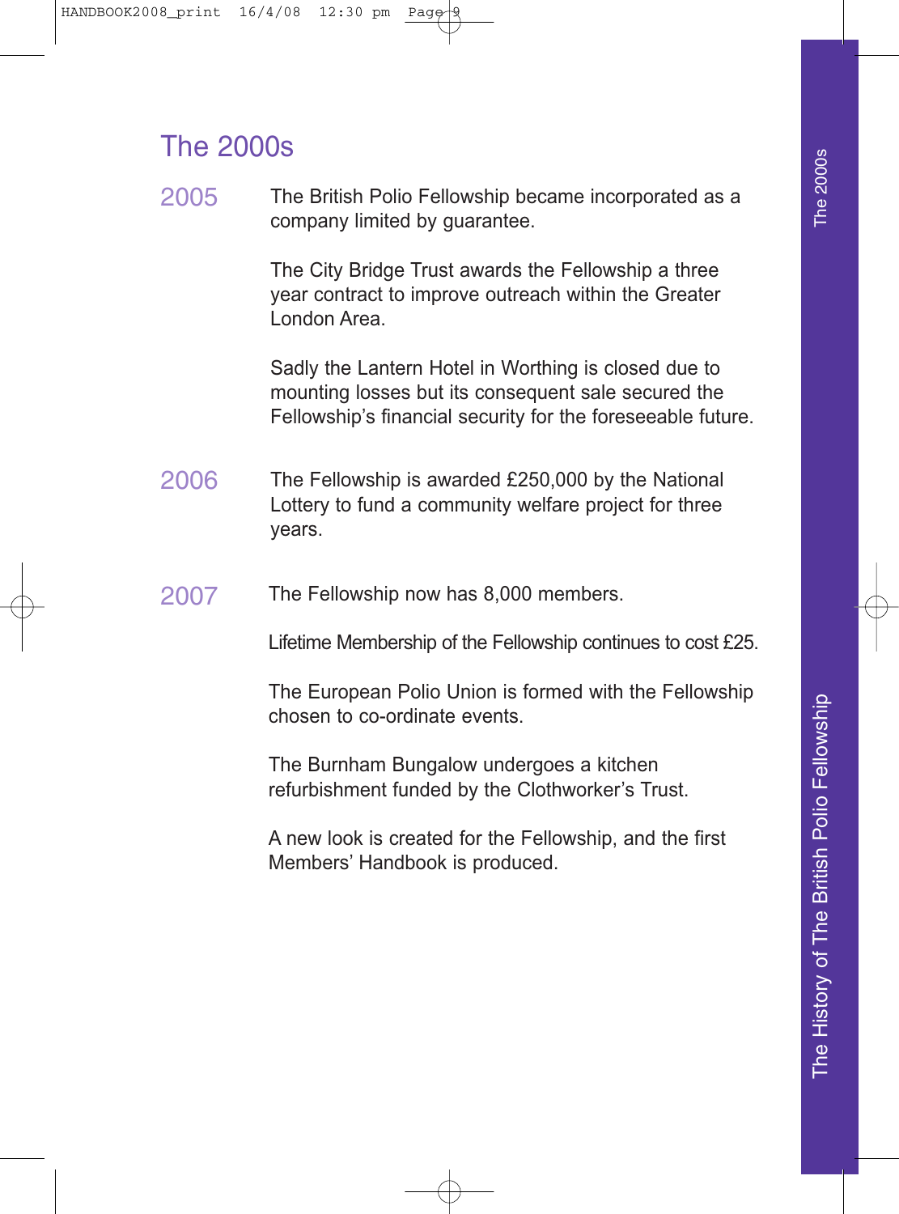# The 2000s

**2005**

The British Polio Fellowship became incorporated as a company limited by guarantee.

The City Bridge Trust awards the Fellowship a three year contract to improve outreach within the Greater London Area.

Sadly the Lantern Hotel in Worthing is closed due to mounting losses but its consequent sale secured the Fellowship's financial security for the foreseeable future.

**2006**

The Fellowship is awarded £250,000 by the National Lottery to fund a community welfare project for three years.

**2007**

The Fellowship now has 8,000 members.

Lifetime Membership of the Fellowship continues to cost £25.

The European Polio Union is formed with the Fellowship chosen to co-ordinate events.

The Burnham Bungalow undergoes a kitchen refurbishment funded by the Clothworker's Trust.

A new look is created for the Fellowship, and the first Members' Handbook is produced.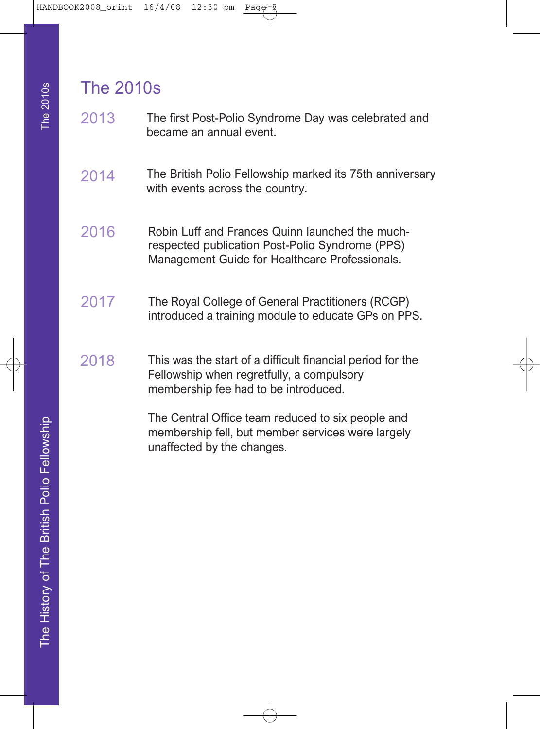## The 2010s

**2013** The first Post-Polio Syndrome Day was celebrated and became an annual event.

**2014** The British Polio Fellowship marked its 75th anniversary with events across the country.

**2016** Robin Luff and Frances Quinn launched the much-respected publication Post-Polio Syndrome (PPS) Management Guide for Healthcare Professionals.

**2017** The Royal College of General Practitioners (RCGP) introduced a training module to educate GPs on PPS.

**2018** This was the start of a difficult financial period for the Fellowship when regretfully, a compulsory membership fee had to be introduced.

The Central Office team reduced to six people and membership fell, but member services were largely unaffected by the changes.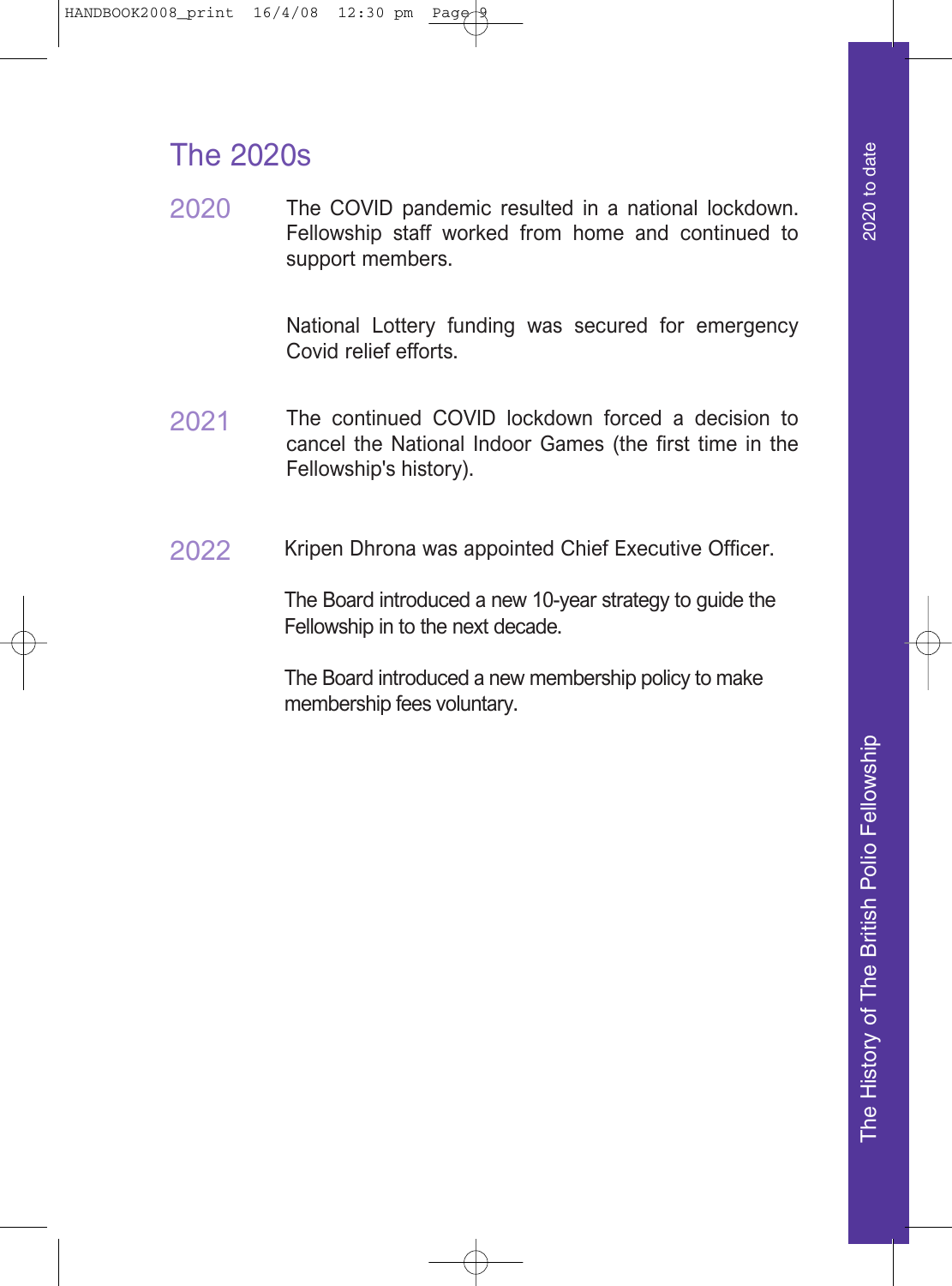## The 2020s

**2020** The COVID pandemic resulted in a national lockdown. Fellowship staff worked from home and continued to support members.

National Lottery funding was secured for emergency Covid relief efforts.

**2021** The continued COVID lockdown forced a decision to cancel the National Indoor Games (the first time in the Fellowship's history).

**2022** Kripen Dhrona was appointed Chief Executive Officer.

The Board introduced a new 10-year strategy to guide the Fellowship in to the next decade.

The Board introduced a new membership policy to make membership fees voluntary.